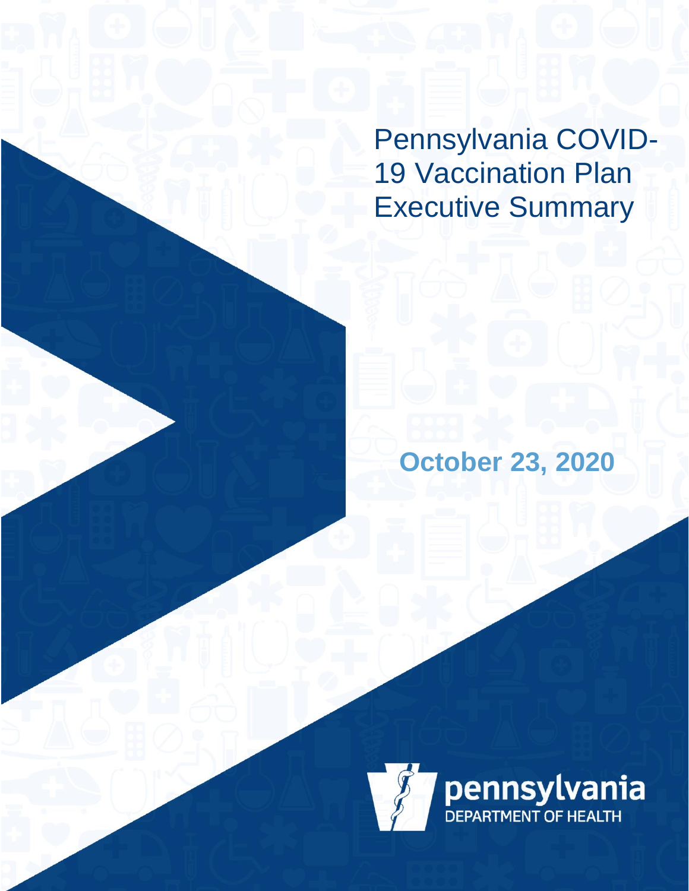# Pennsylvania COVID-19 Vaccination Plan Executive Summary

**October 23, 2020**

pennsylvania
DEPARTMENT OF HEALTH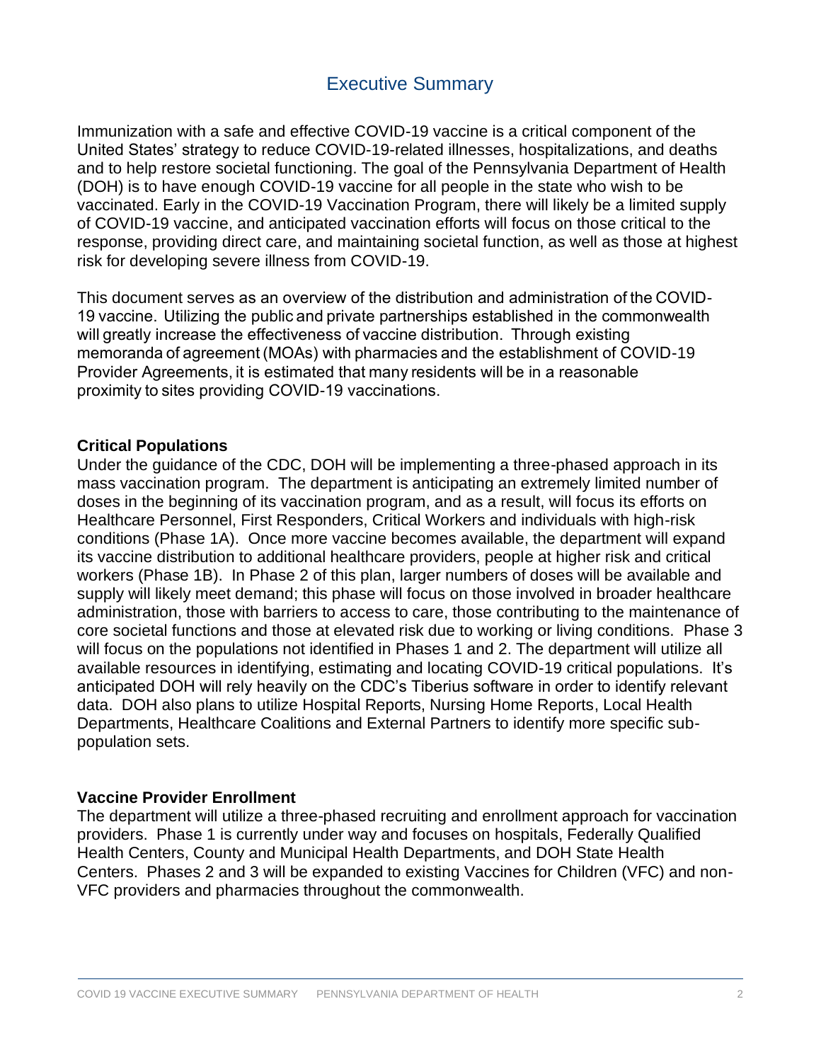# Executive Summary

Immunization with a safe and effective COVID-19 vaccine is a critical component of the United States' strategy to reduce COVID-19-related illnesses, hospitalizations, and deaths and to help restore societal functioning. The goal of the Pennsylvania Department of Health (DOH) is to have enough COVID-19 vaccine for all people in the state who wish to be vaccinated. Early in the COVID-19 Vaccination Program, there will likely be a limited supply of COVID-19 vaccine, and anticipated vaccination efforts will focus on those critical to the response, providing direct care, and maintaining societal function, as well as those at highest risk for developing severe illness from COVID-19.

This document serves as an overview of the distribution and administration of the COVID-19 vaccine. Utilizing the public and private partnerships established in the commonwealth will greatly increase the effectiveness of vaccine distribution. Through existing memoranda of agreement (MOAs) with pharmacies and the establishment of COVID-19 Provider Agreements, it is estimated that many residents will be in a reasonable proximity to sites providing COVID-19 vaccinations.

**Critical Populations**

Under the guidance of the CDC, DOH will be implementing a three-phased approach in its mass vaccination program. The department is anticipating an extremely limited number of doses in the beginning of its vaccination program, and as a result, will focus its efforts on Healthcare Personnel, First Responders, Critical Workers and individuals with high-risk conditions (Phase 1A). Once more vaccine becomes available, the department will expand its vaccine distribution to additional healthcare providers, people at higher risk and critical workers (Phase 1B). In Phase 2 of this plan, larger numbers of doses will be available and supply will likely meet demand; this phase will focus on those involved in broader healthcare administration, those with barriers to access to care, those contributing to the maintenance of core societal functions and those at elevated risk due to working or living conditions. Phase 3 will focus on the populations not identified in Phases 1 and 2. The department will utilize all available resources in identifying, estimating and locating COVID-19 critical populations. It's anticipated DOH will rely heavily on the CDC's Tiberius software in order to identify relevant data. DOH also plans to utilize Hospital Reports, Nursing Home Reports, Local Health Departments, Healthcare Coalitions and External Partners to identify more specific sub-population sets.

**Vaccine Provider Enrollment**

The department will utilize a three-phased recruiting and enrollment approach for vaccination providers. Phase 1 is currently under way and focuses on hospitals, Federally Qualified Health Centers, County and Municipal Health Departments, and DOH State Health Centers. Phases 2 and 3 will be expanded to existing Vaccines for Children (VFC) and non-VFC providers and pharmacies throughout the commonwealth.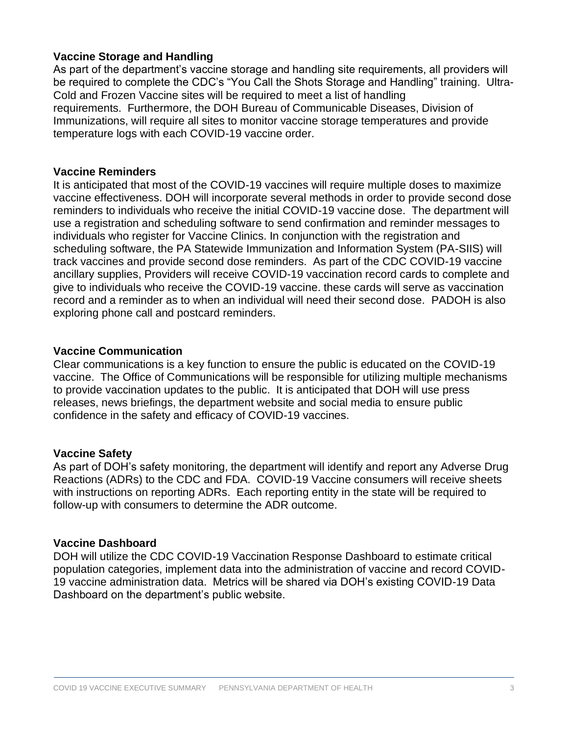**Vaccine Storage and Handling**

As part of the department's vaccine storage and handling site requirements, all providers will be required to complete the CDC's "You Call the Shots Storage and Handling" training. Ultra-Cold and Frozen Vaccine sites will be required to meet a list of handling requirements. Furthermore, the DOH Bureau of Communicable Diseases, Division of Immunizations, will require all sites to monitor vaccine storage temperatures and provide temperature logs with each COVID-19 vaccine order.

**Vaccine Reminders**

It is anticipated that most of the COVID-19 vaccines will require multiple doses to maximize vaccine effectiveness. DOH will incorporate several methods in order to provide second dose reminders to individuals who receive the initial COVID-19 vaccine dose. The department will use a registration and scheduling software to send confirmation and reminder messages to individuals who register for Vaccine Clinics. In conjunction with the registration and scheduling software, the PA Statewide Immunization and Information System (PA-SIIS) will track vaccines and provide second dose reminders. As part of the CDC COVID-19 vaccine ancillary supplies, Providers will receive COVID-19 vaccination record cards to complete and give to individuals who receive the COVID-19 vaccine. these cards will serve as vaccination record and a reminder as to when an individual will need their second dose. PADOH is also exploring phone call and postcard reminders.

**Vaccine Communication**

Clear communications is a key function to ensure the public is educated on the COVID-19 vaccine. The Office of Communications will be responsible for utilizing multiple mechanisms to provide vaccination updates to the public. It is anticipated that DOH will use press releases, news briefings, the department website and social media to ensure public confidence in the safety and efficacy of COVID-19 vaccines.

**Vaccine Safety**

As part of DOH's safety monitoring, the department will identify and report any Adverse Drug Reactions (ADRs) to the CDC and FDA. COVID-19 Vaccine consumers will receive sheets with instructions on reporting ADRs. Each reporting entity in the state will be required to follow-up with consumers to determine the ADR outcome.

**Vaccine Dashboard**

DOH will utilize the CDC COVID-19 Vaccination Response Dashboard to estimate critical population categories, implement data into the administration of vaccine and record COVID-19 vaccine administration data. Metrics will be shared via DOH's existing COVID-19 Data Dashboard on the department's public website.